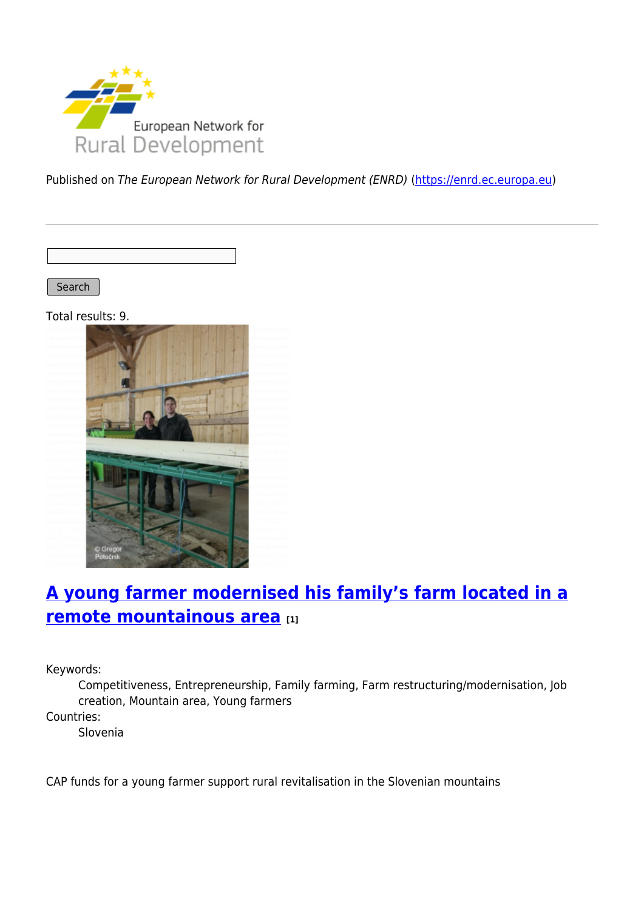Published on *The European Network for Rural Development (ENRD)* (https://enrd.ec.europa.eu)

Search

Total results: 9.

## A young farmer modernised his family's farm located in a remote mountainous area [1]

Keywords:

Competitiveness, Entrepreneurship, Family farming, Farm restructuring/modernisation, Job creation, Mountain area, Young farmers

Countries:

Slovenia

CAP funds for a young farmer support rural revitalisation in the Slovenian mountains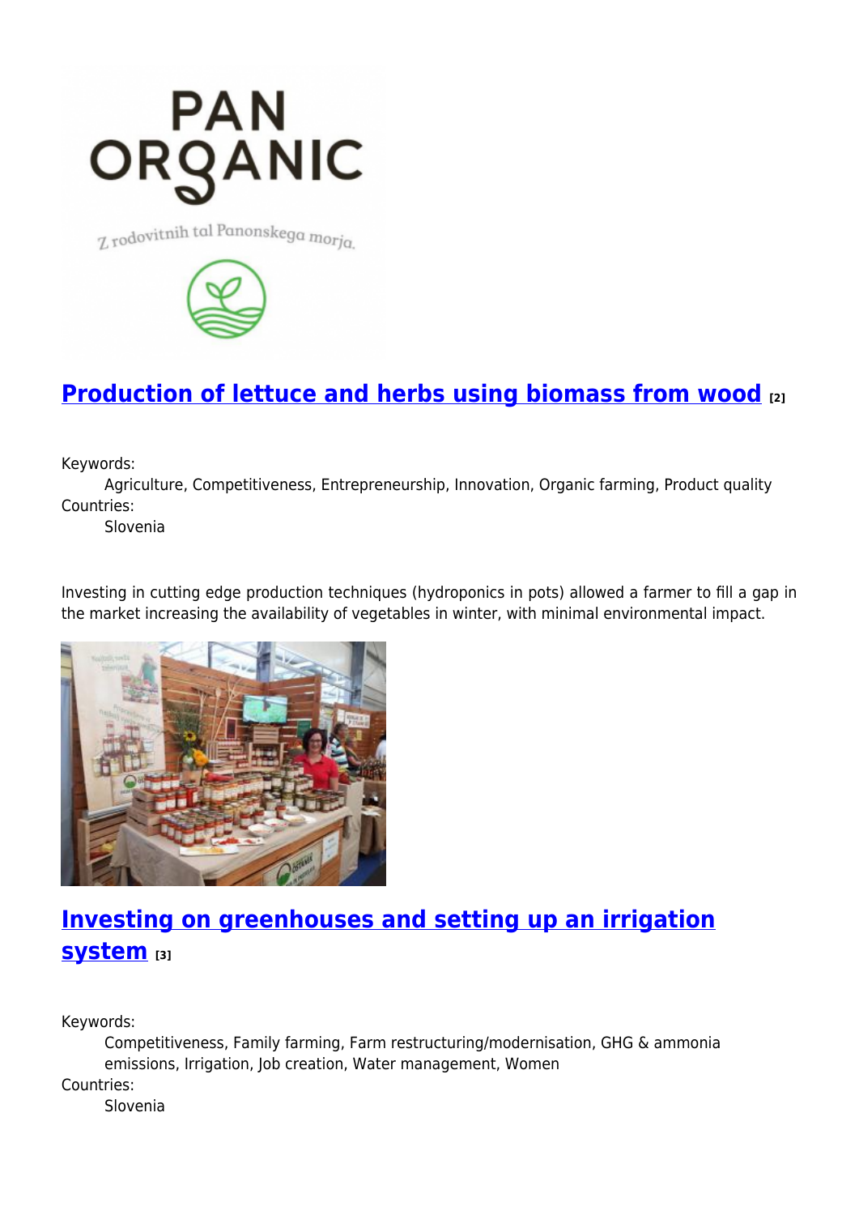## [Production of lettuce and herbs using biomass from wood](#) [2]

Keywords:
Agriculture, Competitiveness, Entrepreneurship, Innovation, Organic farming, Product quality

Countries:
Slovenia

Investing in cutting edge production techniques (hydroponics in pots) allowed a farmer to fill a gap in the market increasing the availability of vegetables in winter, with minimal environmental impact.

## [Investing on greenhouses and setting up an irrigation system](#) [3]

Keywords:
Competitiveness, Family farming, Farm restructuring/modernisation, GHG & ammonia emissions, Irrigation, Job creation, Water management, Women

Countries:
Slovenia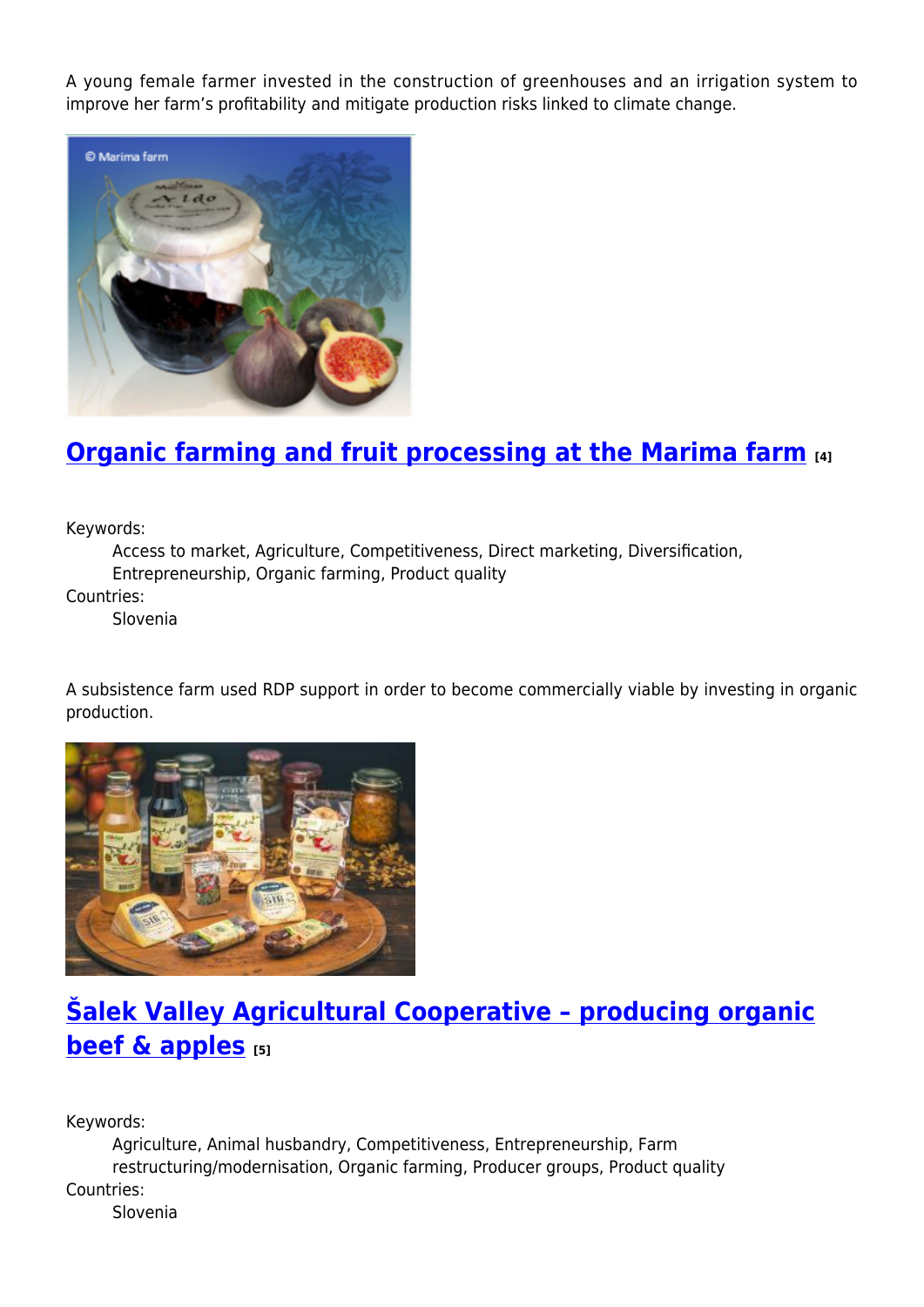A young female farmer invested in the construction of greenhouses and an irrigation system to improve her farm's profitability and mitigate production risks linked to climate change.

## Organic farming and fruit processing at the Marima farm [4]

Keywords:
: Access to market, Agriculture, Competitiveness, Direct marketing, Diversification, Entrepreneurship, Organic farming, Product quality

Countries:
: Slovenia

A subsistence farm used RDP support in order to become commercially viable by investing in organic production.

## Šalek Valley Agricultural Cooperative – producing organic beef & apples [5]

Keywords:
: Agriculture, Animal husbandry, Competitiveness, Entrepreneurship, Farm restructuring/modernisation, Organic farming, Producer groups, Product quality

Countries:
: Slovenia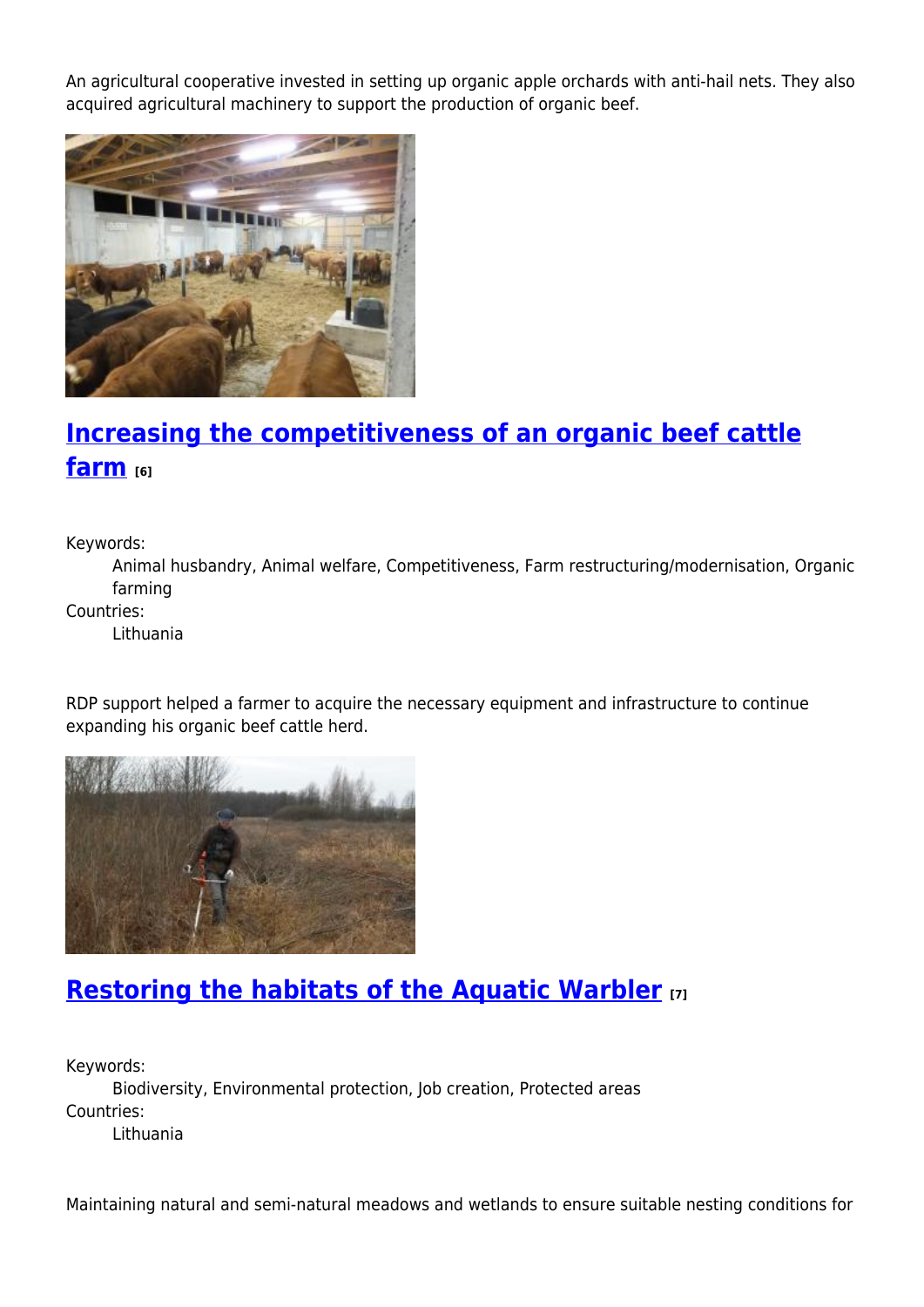An agricultural cooperative invested in setting up organic apple orchards with anti-hail nets. They also acquired agricultural machinery to support the production of organic beef.

## [Increasing the competitiveness of an organic beef cattle farm](#) [6]

Keywords:
: Animal husbandry, Animal welfare, Competitiveness, Farm restructuring/modernisation, Organic farming

Countries:
: Lithuania

RDP support helped a farmer to acquire the necessary equipment and infrastructure to continue expanding his organic beef cattle herd.

## [Restoring the habitats of the Aquatic Warbler](#) [7]

Keywords:
: Biodiversity, Environmental protection, Job creation, Protected areas

Countries:
: Lithuania

Maintaining natural and semi-natural meadows and wetlands to ensure suitable nesting conditions for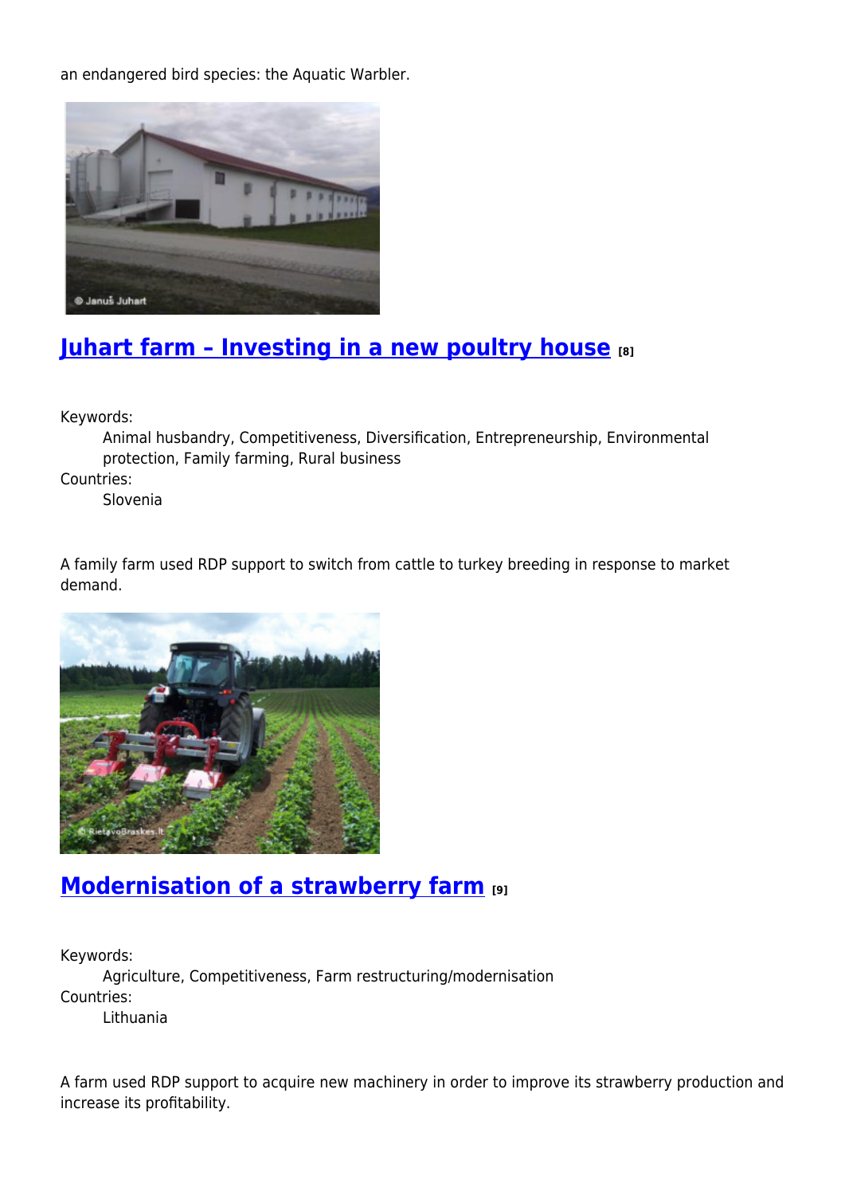an endangered bird species: the Aquatic Warbler.

## Juhart farm – Investing in a new poultry house [8]

Keywords:
: Animal husbandry, Competitiveness, Diversification, Entrepreneurship, Environmental protection, Family farming, Rural business

Countries:
: Slovenia

A family farm used RDP support to switch from cattle to turkey breeding in response to market demand.

## Modernisation of a strawberry farm [9]

Keywords:
: Agriculture, Competitiveness, Farm restructuring/modernisation

Countries:
: Lithuania

A farm used RDP support to acquire new machinery in order to improve its strawberry production and increase its profitability.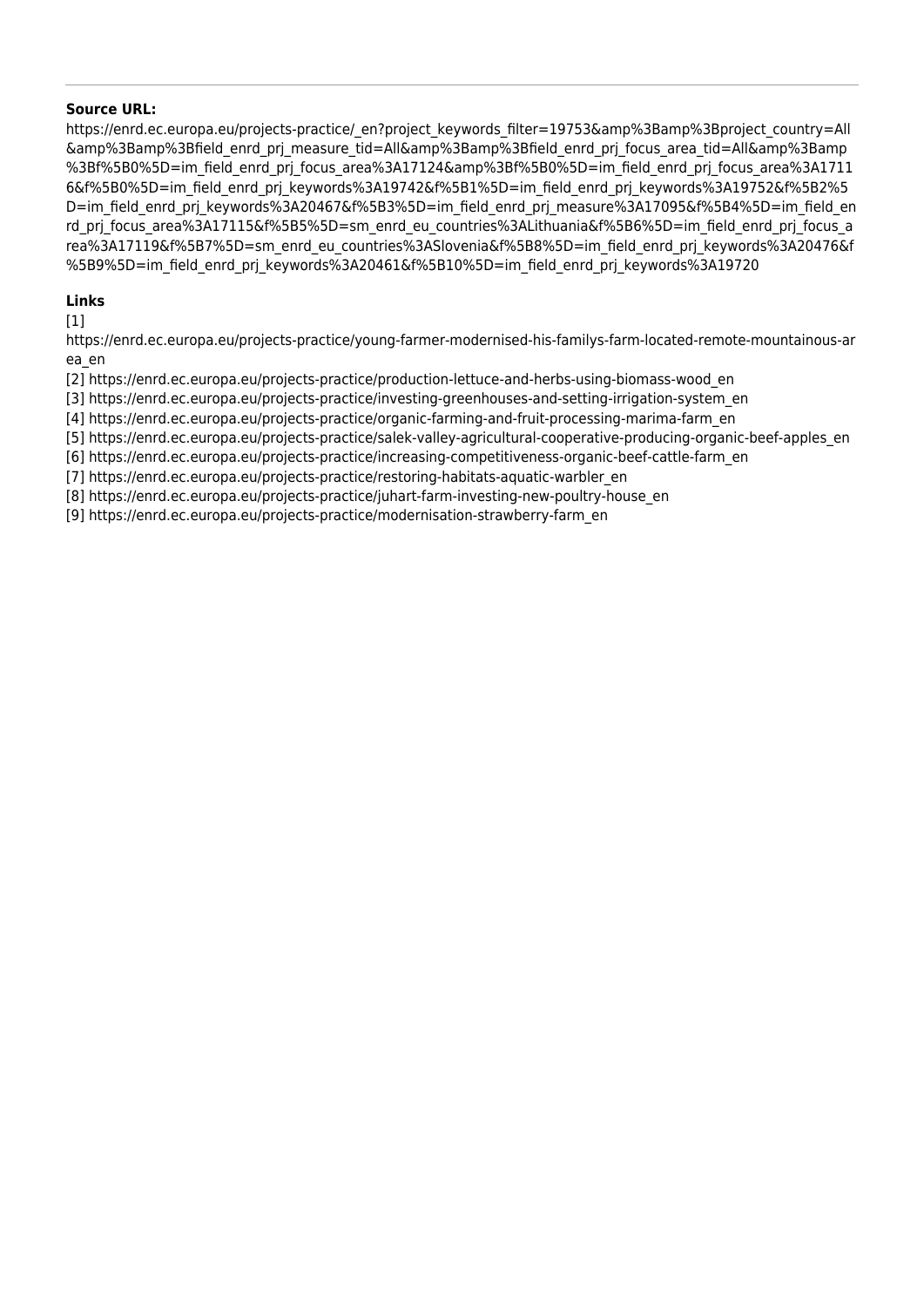**Source URL:**
https://enrd.ec.europa.eu/projects-practice/_en?project_keywords_filter=19753&amp%3Bamp%3Bproject_country=All&amp%3Bamp%3Bfield_enrd_prj_measure_tid=All&amp%3Bamp%3Bfield_enrd_prj_focus_area_tid=All&amp%3Bamp%3Bf%5B0%5D=im_field_enrd_prj_focus_area%3A17124&amp%3Bf%5B0%5D=im_field_enrd_prj_focus_area%3A17116&f%5B0%5D=im_field_enrd_prj_keywords%3A19742&f%5B1%5D=im_field_enrd_prj_keywords%3A19752&f%5B2%5D=im_field_enrd_prj_keywords%3A20467&f%5B3%5D=im_field_enrd_prj_measure%3A17095&f%5B4%5D=im_field_enrd_prj_focus_area%3A17115&f%5B5%5D=sm_enrd_eu_countries%3ALithuania&f%5B6%5D=im_field_enrd_prj_focus_area%3A17119&f%5B7%5D=sm_enrd_eu_countries%3ASlovenia&f%5B8%5D=im_field_enrd_prj_keywords%3A20476&f%5B9%5D=im_field_enrd_prj_keywords%3A20461&f%5B10%5D=im_field_enrd_prj_keywords%3A19720

**Links**

[1] https://enrd.ec.europa.eu/projects-practice/young-farmer-modernised-his-familys-farm-located-remote-mountainous-area_en

[2] https://enrd.ec.europa.eu/projects-practice/production-lettuce-and-herbs-using-biomass-wood_en

[3] https://enrd.ec.europa.eu/projects-practice/investing-greenhouses-and-setting-irrigation-system_en

[4] https://enrd.ec.europa.eu/projects-practice/organic-farming-and-fruit-processing-marima-farm_en

[5] https://enrd.ec.europa.eu/projects-practice/salek-valley-agricultural-cooperative-producing-organic-beef-apples_en

[6] https://enrd.ec.europa.eu/projects-practice/increasing-competitiveness-organic-beef-cattle-farm_en

[7] https://enrd.ec.europa.eu/projects-practice/restoring-habitats-aquatic-warbler_en

[8] https://enrd.ec.europa.eu/projects-practice/juhart-farm-investing-new-poultry-house_en

[9] https://enrd.ec.europa.eu/projects-practice/modernisation-strawberry-farm_en